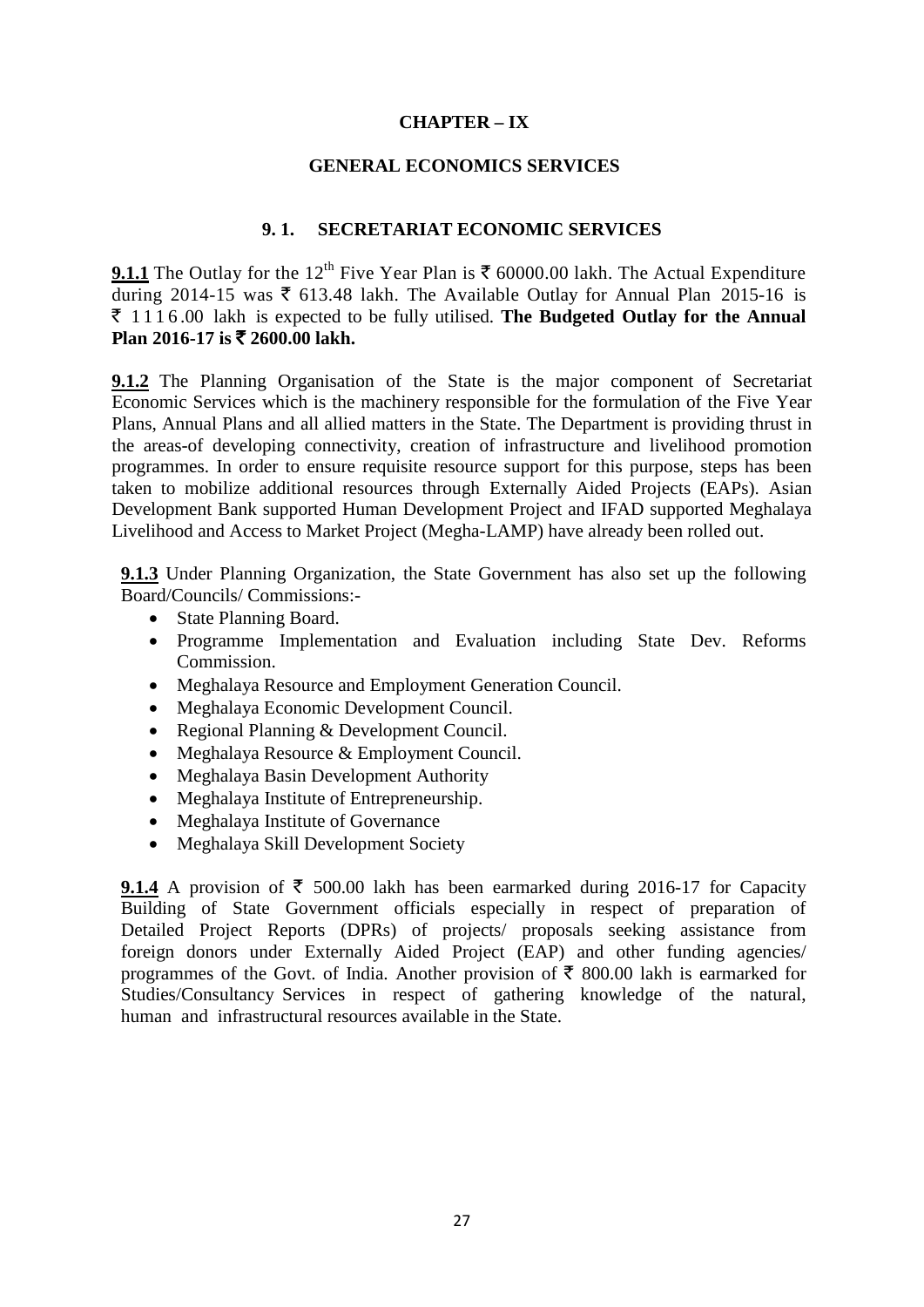# CHAPTER – IX

## GENERAL ECONOMICS SERVICES

### 9. 1. SECRETARIAT ECONOMIC SERVICES

**9.1.1** The Outlay for the 12th Five Year Plan is ₹ 60000.00 lakh. The Actual Expenditure during 2014-15 was ₹ 613.48 lakh. The Available Outlay for Annual Plan 2015-16 is ₹ 1116.00 lakh is expected to be fully utilised. **The Budgeted Outlay for the Annual Plan 2016-17 is ₹ 2600.00 lakh.**

**9.1.2** The Planning Organisation of the State is the major component of Secretariat Economic Services which is the machinery responsible for the formulation of the Five Year Plans, Annual Plans and all allied matters in the State. The Department is providing thrust in the areas-of developing connectivity, creation of infrastructure and livelihood promotion programmes. In order to ensure requisite resource support for this purpose, steps has been taken to mobilize additional resources through Externally Aided Projects (EAPs). Asian Development Bank supported Human Development Project and IFAD supported Meghalaya Livelihood and Access to Market Project (Megha-LAMP) have already been rolled out.

**9.1.3** Under Planning Organization, the State Government has also set up the following Board/Councils/ Commissions:-

- State Planning Board.
- Programme Implementation and Evaluation including State Dev. Reforms Commission.
- Meghalaya Resource and Employment Generation Council.
- Meghalaya Economic Development Council.
- Regional Planning & Development Council.
- Meghalaya Resource & Employment Council.
- Meghalaya Basin Development Authority
- Meghalaya Institute of Entrepreneurship.
- Meghalaya Institute of Governance
- Meghalaya Skill Development Society

**9.1.4** A provision of ₹ 500.00 lakh has been earmarked during 2016-17 for Capacity Building of State Government officials especially in respect of preparation of Detailed Project Reports (DPRs) of projects/ proposals seeking assistance from foreign donors under Externally Aided Project (EAP) and other funding agencies/ programmes of the Govt. of India. Another provision of ₹ 800.00 lakh is earmarked for Studies/Consultancy Services in respect of gathering knowledge of the natural, human and infrastructural resources available in the State.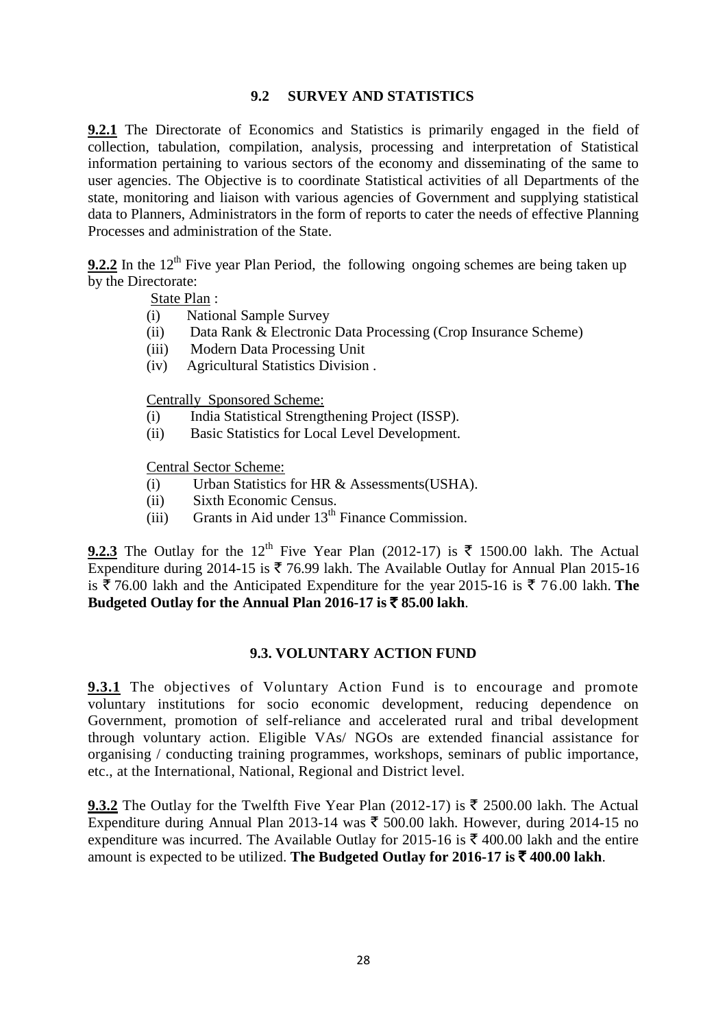## 9.2 SURVEY AND STATISTICS

**9.2.1** The Directorate of Economics and Statistics is primarily engaged in the field of collection, tabulation, compilation, analysis, processing and interpretation of Statistical information pertaining to various sectors of the economy and disseminating of the same to user agencies. The Objective is to coordinate Statistical activities of all Departments of the state, monitoring and liaison with various agencies of Government and supplying statistical data to Planners, Administrators in the form of reports to cater the needs of effective Planning Processes and administration of the State.

**9.2.2** In the 12th Five year Plan Period, the following ongoing schemes are being taken up by the Directorate:

State Plan :

(i) National Sample Survey
(ii) Data Rank & Electronic Data Processing (Crop Insurance Scheme)
(iii) Modern Data Processing Unit
(iv) Agricultural Statistics Division .

Centrally Sponsored Scheme:

(i) India Statistical Strengthening Project (ISSP).
(ii) Basic Statistics for Local Level Development.

Central Sector Scheme:

(i) Urban Statistics for HR & Assessments(USHA).
(ii) Sixth Economic Census.
(iii) Grants in Aid under 13th Finance Commission.

**9.2.3** The Outlay for the 12th Five Year Plan (2012-17) is ₹ 1500.00 lakh. The Actual Expenditure during 2014-15 is ₹ 76.99 lakh. The Available Outlay for Annual Plan 2015-16 is ₹ 76.00 lakh and the Anticipated Expenditure for the year 2015-16 is ₹ 76.00 lakh. **The Budgeted Outlay for the Annual Plan 2016-17 is ₹ 85.00 lakh**.

## 9.3. VOLUNTARY ACTION FUND

**9.3.1** The objectives of Voluntary Action Fund is to encourage and promote voluntary institutions for socio economic development, reducing dependence on Government, promotion of self-reliance and accelerated rural and tribal development through voluntary action. Eligible VAs/ NGOs are extended financial assistance for organising / conducting training programmes, workshops, seminars of public importance, etc., at the International, National, Regional and District level.

**9.3.2** The Outlay for the Twelfth Five Year Plan (2012-17) is ₹ 2500.00 lakh. The Actual Expenditure during Annual Plan 2013-14 was ₹ 500.00 lakh. However, during 2014-15 no expenditure was incurred. The Available Outlay for 2015-16 is ₹ 400.00 lakh and the entire amount is expected to be utilized. **The Budgeted Outlay for 2016-17 is ₹ 400.00 lakh**.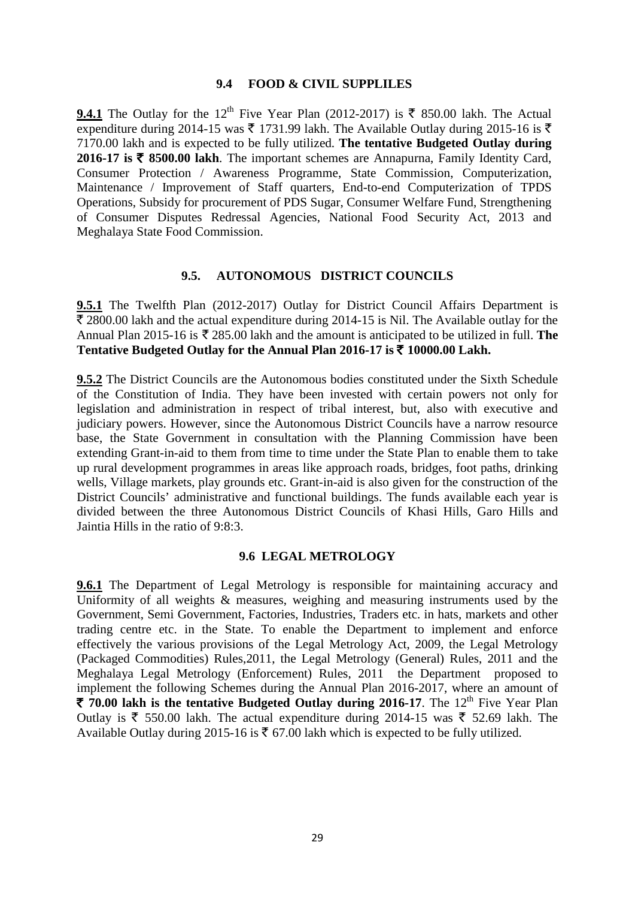## 9.4 FOOD & CIVIL SUPPLILES

**9.4.1** The Outlay for the 12th Five Year Plan (2012-2017) is ₹ 850.00 lakh. The Actual expenditure during 2014-15 was ₹ 1731.99 lakh. The Available Outlay during 2015-16 is ₹ 7170.00 lakh and is expected to be fully utilized. **The tentative Budgeted Outlay during 2016-17 is ₹ 8500.00 lakh**. The important schemes are Annapurna, Family Identity Card, Consumer Protection / Awareness Programme, State Commission, Computerization, Maintenance / Improvement of Staff quarters, End-to-end Computerization of TPDS Operations, Subsidy for procurement of PDS Sugar, Consumer Welfare Fund, Strengthening of Consumer Disputes Redressal Agencies, National Food Security Act, 2013 and Meghalaya State Food Commission.

## 9.5. AUTONOMOUS DISTRICT COUNCILS

**9.5.1** The Twelfth Plan (2012-2017) Outlay for District Council Affairs Department is ₹ 2800.00 lakh and the actual expenditure during 2014-15 is Nil. The Available outlay for the Annual Plan 2015-16 is ₹ 285.00 lakh and the amount is anticipated to be utilized in full. **The Tentative Budgeted Outlay for the Annual Plan 2016-17 is ₹ 10000.00 Lakh.**

**9.5.2** The District Councils are the Autonomous bodies constituted under the Sixth Schedule of the Constitution of India. They have been invested with certain powers not only for legislation and administration in respect of tribal interest, but, also with executive and judiciary powers. However, since the Autonomous District Councils have a narrow resource base, the State Government in consultation with the Planning Commission have been extending Grant-in-aid to them from time to time under the State Plan to enable them to take up rural development programmes in areas like approach roads, bridges, foot paths, drinking wells, Village markets, play grounds etc. Grant-in-aid is also given for the construction of the District Councils' administrative and functional buildings. The funds available each year is divided between the three Autonomous District Councils of Khasi Hills, Garo Hills and Jaintia Hills in the ratio of 9:8:3.

## 9.6 LEGAL METROLOGY

**9.6.1** The Department of Legal Metrology is responsible for maintaining accuracy and Uniformity of all weights & measures, weighing and measuring instruments used by the Government, Semi Government, Factories, Industries, Traders etc. in hats, markets and other trading centre etc. in the State. To enable the Department to implement and enforce effectively the various provisions of the Legal Metrology Act, 2009, the Legal Metrology (Packaged Commodities) Rules,2011, the Legal Metrology (General) Rules, 2011 and the Meghalaya Legal Metrology (Enforcement) Rules, 2011 the Department proposed to implement the following Schemes during the Annual Plan 2016-2017, where an amount of **₹ 70.00 lakh is the tentative Budgeted Outlay during 2016-17**. The 12th Five Year Plan Outlay is ₹ 550.00 lakh. The actual expenditure during 2014-15 was ₹ 52.69 lakh. The Available Outlay during 2015-16 is ₹ 67.00 lakh which is expected to be fully utilized.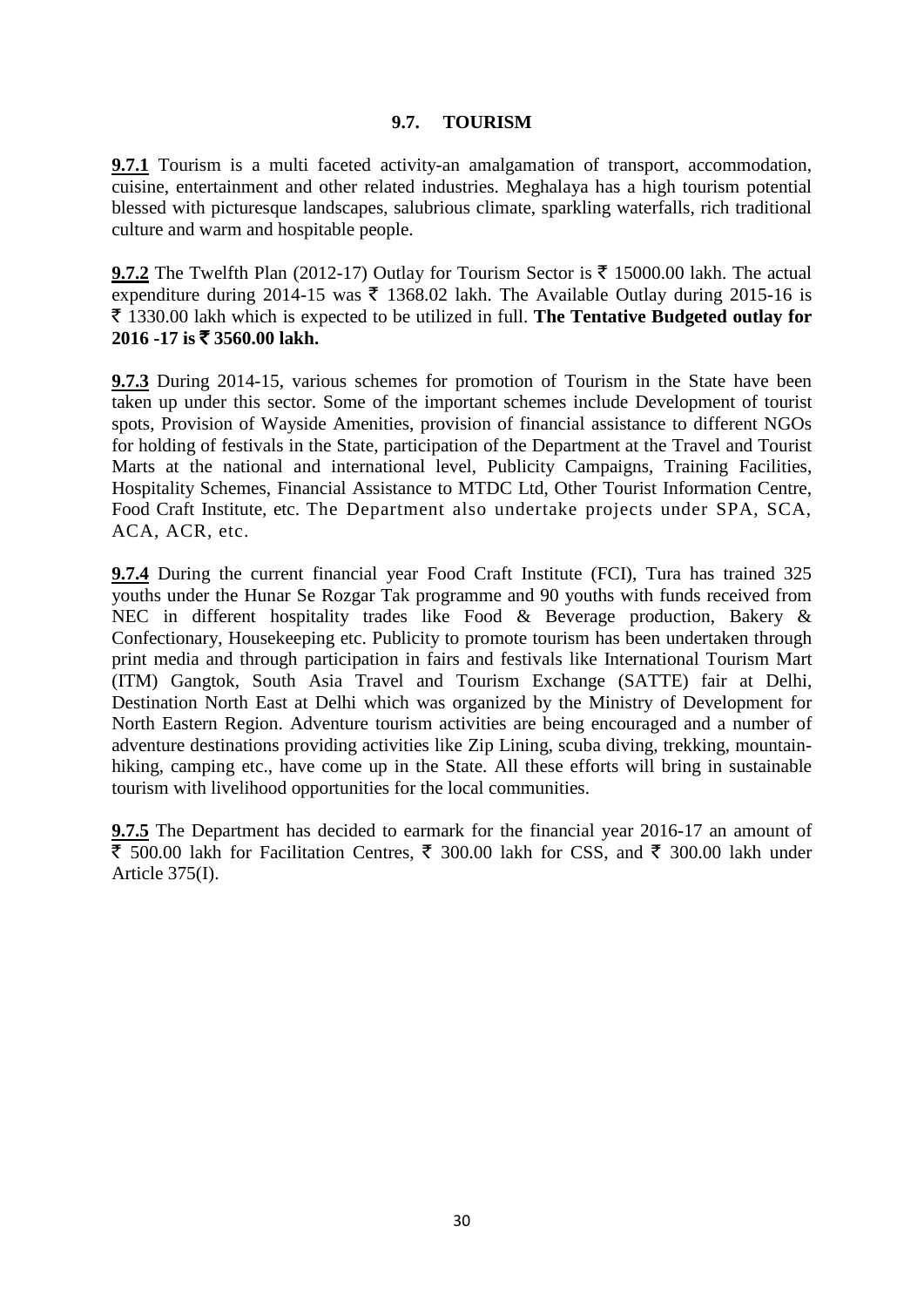## 9.7. TOURISM

**9.7.1** Tourism is a multi faceted activity-an amalgamation of transport, accommodation, cuisine, entertainment and other related industries. Meghalaya has a high tourism potential blessed with picturesque landscapes, salubrious climate, sparkling waterfalls, rich traditional culture and warm and hospitable people.

**9.7.2** The Twelfth Plan (2012-17) Outlay for Tourism Sector is ₹ 15000.00 lakh. The actual expenditure during 2014-15 was ₹ 1368.02 lakh. The Available Outlay during 2015-16 is ₹ 1330.00 lakh which is expected to be utilized in full. **The Tentative Budgeted outlay for 2016 -17 is ₹ 3560.00 lakh.**

**9.7.3** During 2014-15, various schemes for promotion of Tourism in the State have been taken up under this sector. Some of the important schemes include Development of tourist spots, Provision of Wayside Amenities, provision of financial assistance to different NGOs for holding of festivals in the State, participation of the Department at the Travel and Tourist Marts at the national and international level, Publicity Campaigns, Training Facilities, Hospitality Schemes, Financial Assistance to MTDC Ltd, Other Tourist Information Centre, Food Craft Institute, etc. The Department also undertake projects under SPA, SCA, ACA, ACR, etc.

**9.7.4** During the current financial year Food Craft Institute (FCI), Tura has trained 325 youths under the Hunar Se Rozgar Tak programme and 90 youths with funds received from NEC in different hospitality trades like Food & Beverage production, Bakery & Confectionary, Housekeeping etc. Publicity to promote tourism has been undertaken through print media and through participation in fairs and festivals like International Tourism Mart (ITM) Gangtok, South Asia Travel and Tourism Exchange (SATTE) fair at Delhi, Destination North East at Delhi which was organized by the Ministry of Development for North Eastern Region. Adventure tourism activities are being encouraged and a number of adventure destinations providing activities like Zip Lining, scuba diving, trekking, mountain-hiking, camping etc., have come up in the State. All these efforts will bring in sustainable tourism with livelihood opportunities for the local communities.

**9.7.5** The Department has decided to earmark for the financial year 2016-17 an amount of ₹ 500.00 lakh for Facilitation Centres, ₹ 300.00 lakh for CSS, and ₹ 300.00 lakh under Article 375(I).